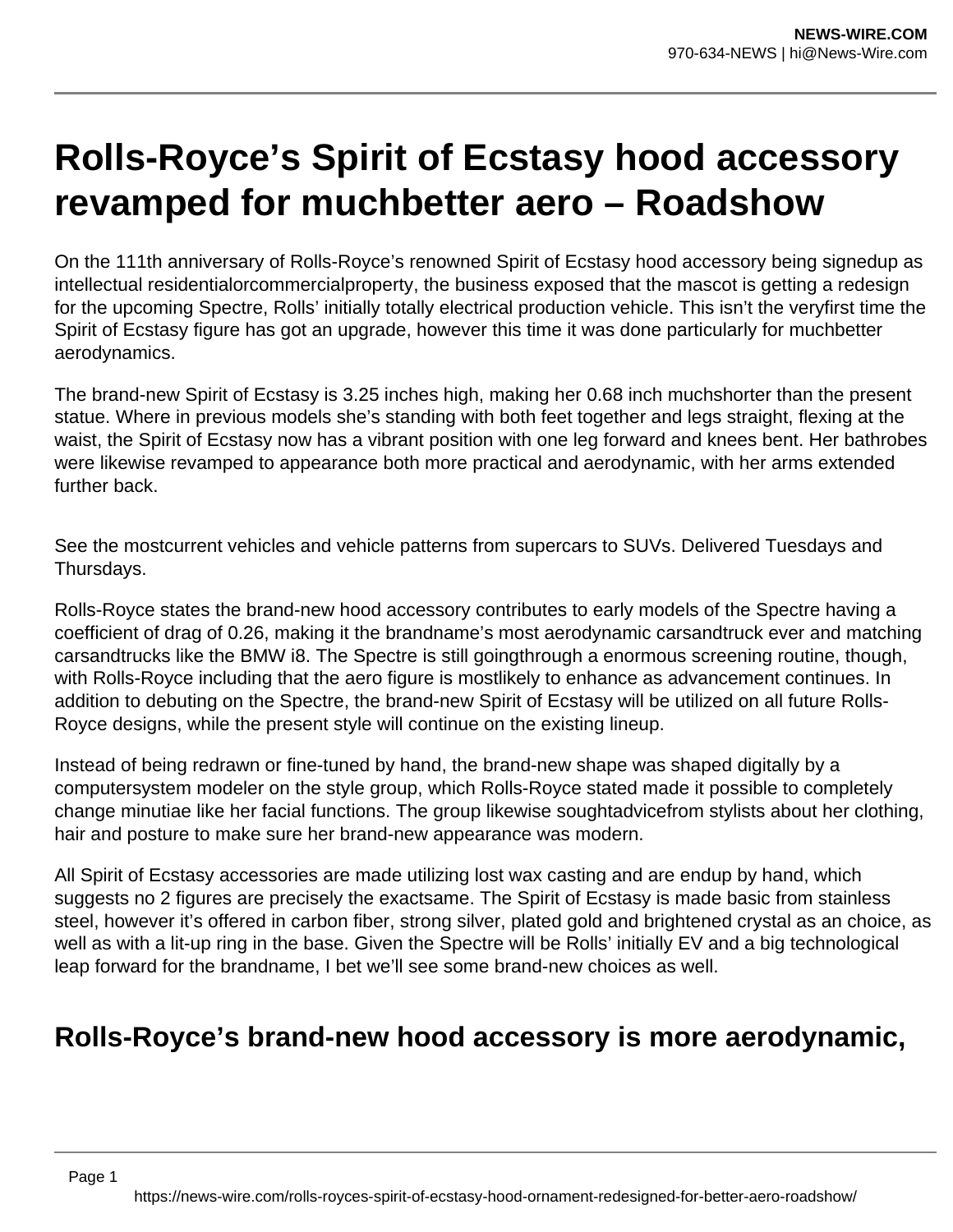# Rolls-Royce's Spirit of Ecstasy hood accessory revamped for muchbetter aero – Roadshow

On the 111th anniversary of Rolls-Royce's renowned Spirit of Ecstasy hood accessory being signedup as intellectual residentialorcommercialproperty, the business exposed that the mascot is getting a redesign for the upcoming Spectre, Rolls' initially totally electrical production vehicle. This isn't the veryfirst time the Spirit of Ecstasy figure has got an upgrade, however this time it was done particularly for muchbetter aerodynamics.

The brand-new Spirit of Ecstasy is 3.25 inches high, making her 0.68 inch muchshorter than the present statue. Where in previous models she's standing with both feet together and legs straight, flexing at the waist, the Spirit of Ecstasy now has a vibrant position with one leg forward and knees bent. Her bathrobes were likewise revamped to appearance both more practical and aerodynamic, with her arms extended further back.

See the mostcurrent vehicles and vehicle patterns from supercars to SUVs. Delivered Tuesdays and Thursdays.

Rolls-Royce states the brand-new hood accessory contributes to early models of the Spectre having a coefficient of drag of 0.26, making it the brandname's most aerodynamic carsandtruck ever and matching carsandtrucks like the BMW i8. The Spectre is still goingthrough a enormous screening routine, though, with Rolls-Royce including that the aero figure is mostlikely to enhance as advancement continues. In addition to debuting on the Spectre, the brand-new Spirit of Ecstasy will be utilized on all future Rolls-Royce designs, while the present style will continue on the existing lineup.

Instead of being redrawn or fine-tuned by hand, the brand-new shape was shaped digitally by a computersystem modeler on the style group, which Rolls-Royce stated made it possible to completely change minutiae like her facial functions. The group likewise soughtadvicefrom stylists about her clothing, hair and posture to make sure her brand-new appearance was modern.

All Spirit of Ecstasy accessories are made utilizing lost wax casting and are endup by hand, which suggests no 2 figures are precisely the exactsame. The Spirit of Ecstasy is made basic from stainless steel, however it's offered in carbon fiber, strong silver, plated gold and brightened crystal as an choice, as well as with a lit-up ring in the base. Given the Spectre will be Rolls' initially EV and a big technological leap forward for the brandname, I bet we'll see some brand-new choices as well.

## Rolls-Royce's brand-new hood accessory is more aerodynamic,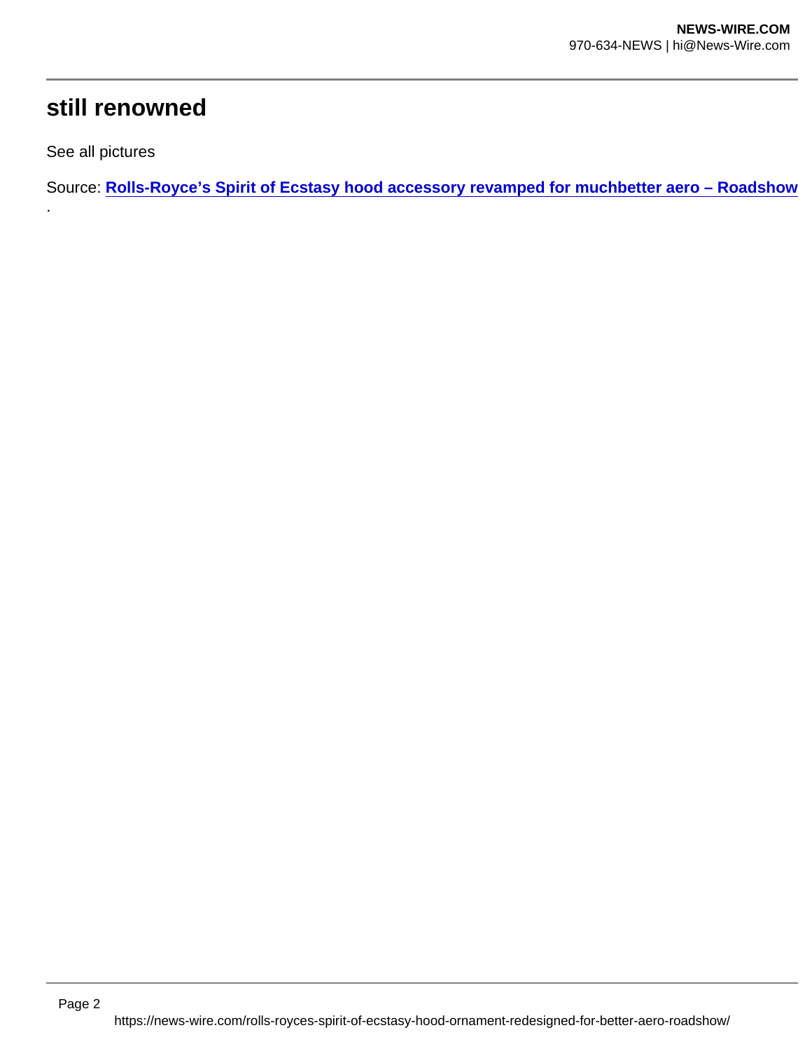**still renowned**

See all pictures

Source: **[Rolls-Royce's Spirit of Ecstasy hood accessory revamped for muchbetter aero – Roadshow](https://news-wire.com/rolls-royces-spirit-of-ecstasy-hood-ornament-redesigned-for-better-aero-roadshow/)**

.